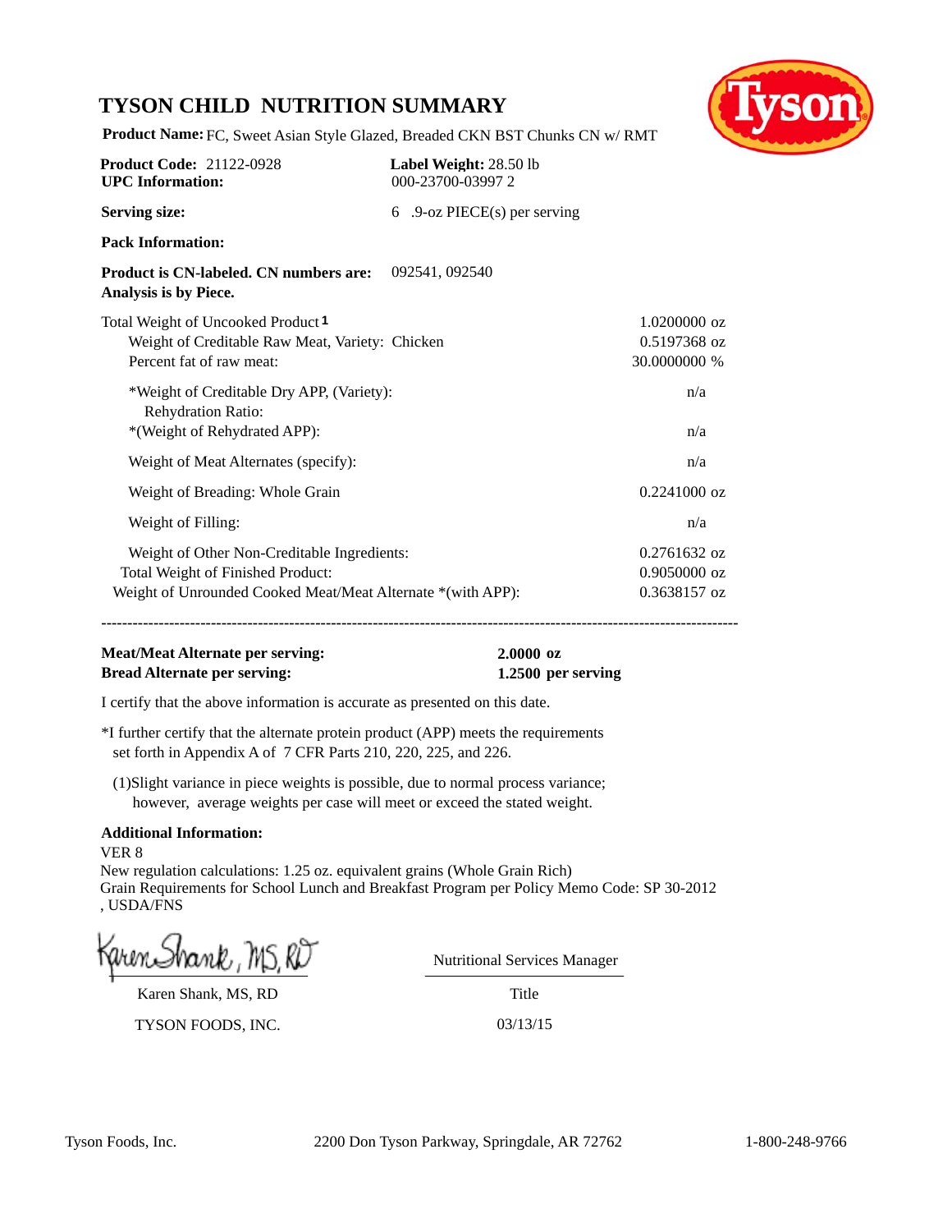# TYSON CHILD NUTRITION SUMMARY

**Product Name:** FC, Sweet Asian Style Glazed, Breaded CKN BST Chunks CN w/ RMT

**Product Code:** 21122-0928
**UPC Information:** 000-23700-03997 2

**Label Weight:** 28.50 lb

**Serving size:** 6 .9-oz PIECE(s) per serving

**Pack Information:**

**Product is CN-labeled. CN numbers are:** 092541, 092540
**Analysis is by Piece.**

| | |
|---|---|
| Total Weight of Uncooked Product [1] | 1.0200000 oz |
| Weight of Creditable Raw Meat, Variety: Chicken | 0.5197368 oz |
| Percent fat of raw meat: | 30.0000000 % |
| *Weight of Creditable Dry APP, (Variety): | n/a |
| Rehydration Ratio: | |
| *(Weight of Rehydrated APP): | n/a |
| Weight of Meat Alternates (specify): | n/a |
| Weight of Breading: Whole Grain | 0.2241000 oz |
| Weight of Filling: | n/a |
| Weight of Other Non-Creditable Ingredients: | 0.2761632 oz |
| Total Weight of Finished Product: | 0.9050000 oz |
| Weight of Unrounded Cooked Meat/Meat Alternate *(with APP): | 0.3638157 oz |

---

**Meat/Meat Alternate per serving:** **2.0000 oz**
**Bread Alternate per serving:** **1.2500 per serving**

I certify that the above information is accurate as presented on this date.

*I further certify that the alternate protein product (APP) meets the requirements set forth in Appendix A of 7 CFR Parts 210, 220, 225, and 226.

(1)Slight variance in piece weights is possible, due to normal process variance; however, average weights per case will meet or exceed the stated weight.

**Additional Information:**

VER 8
New regulation calculations: 1.25 oz. equivalent grains (Whole Grain Rich)
Grain Requirements for School Lunch and Breakfast Program per Policy Memo Code: SP 30-2012 , USDA/FNS

Karen Shank, MS, RD — Nutritional Services Manager

Karen Shank, MS, RD — Title

TYSON FOODS, INC. — 03/13/15

Tyson Foods, Inc. 2200 Don Tyson Parkway, Springdale, AR 72762 1-800-248-9766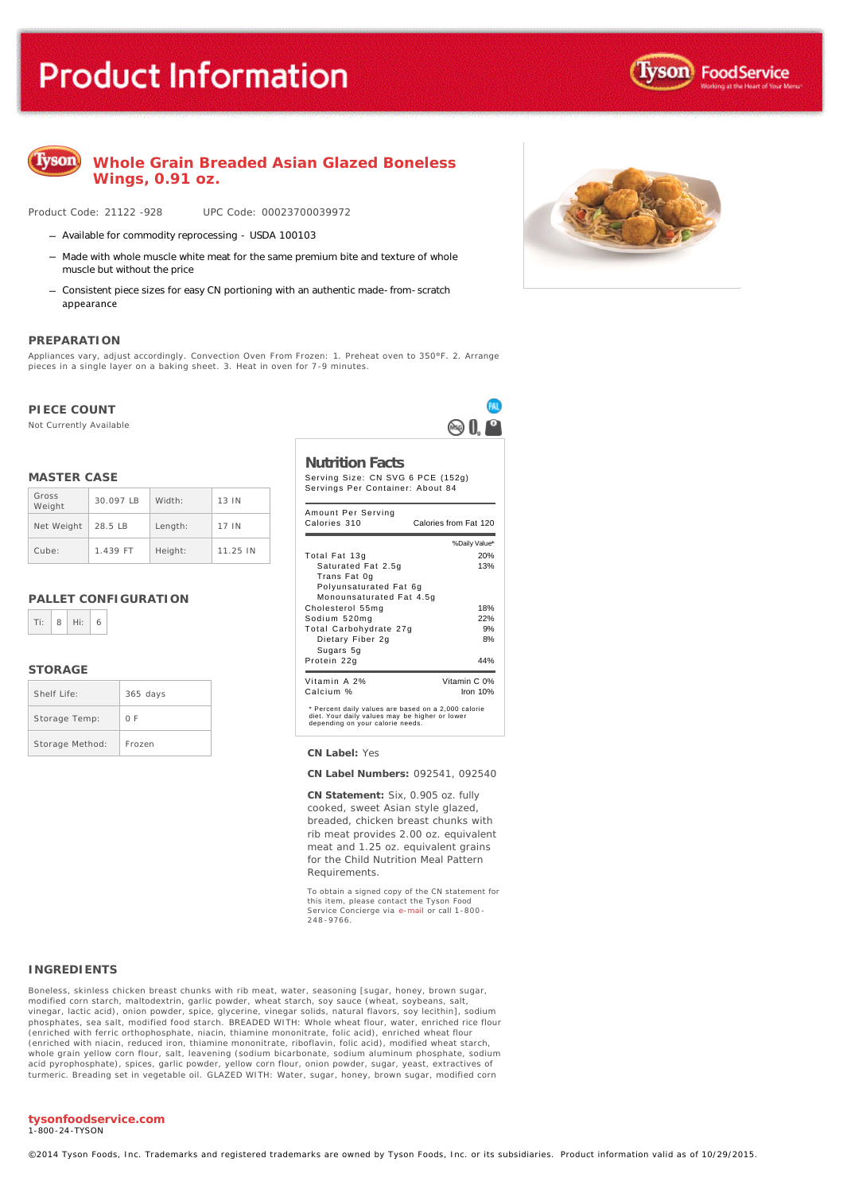# Product Information

## Whole Grain Breaded Asian Glazed Boneless Wings, 0.91 oz.

Product Code: 21122 -928 UPC Code: 00023700039972

- Available for commodity reprocessing - USDA 100103
- Made with whole muscle white meat for the same premium bite and texture of whole muscle but without the price
- Consistent piece sizes for easy CN portioning with an authentic made-from-scratch appearance

### PREPARATION

Appliances vary, adjust accordingly. Convection Oven From Frozen: 1. Preheat oven to 350°F. 2. Arrange pieces in a single layer on a baking sheet. 3. Heat in oven for 7-9 minutes.

### PIECE COUNT

Not Currently Available

### MASTER CASE

| Gross Weight | 30.097 LB | Width: | 13 IN |
|---|---|---|---|
| Net Weight | 28.5 LB | Length: | 17 IN |
| Cube: | 1.439 FT | Height: | 11.25 IN |

### PALLET CONFIGURATION

| Ti: | 8 | Hi: | 6 |
|---|---|---|---|

### STORAGE

| Shelf Life: | 365 days |
|---|---|
| Storage Temp: | 0 F |
| Storage Method: | Frozen |

### Nutrition Facts

Serving Size: CN SVG 6 PCE (152g)
Servings Per Container: About 84

| Amount Per Serving | |
|---|---|
| Calories 310 | Calories from Fat 120 |
| | %Daily Value* |
| Total Fat 13g | 20% |
| Saturated Fat 2.5g | 13% |
| Trans Fat 0g | |
| Polyunsaturated Fat 6g | |
| Monounsaturated Fat 4.5g | |
| Cholesterol 55mg | 18% |
| Sodium 520mg | 22% |
| Total Carbohydrate 27g | 9% |
| Dietary Fiber 2g | 8% |
| Sugars 5g | |
| Protein 22g | 44% |
| Vitamin A 2% | Vitamin C 0% |
| Calcium % | Iron 10% |

* Percent daily values are based on a 2,000 calorie diet. Your daily values may be higher or lower depending on your calorie needs.

**CN Label:** Yes

**CN Label Numbers:** 092541, 092540

**CN Statement:** Six, 0.905 oz. fully cooked, sweet Asian style glazed, breaded, chicken breast chunks with rib meat provides 2.00 oz. equivalent meat and 1.25 oz. equivalent grains for the Child Nutrition Meal Pattern Requirements.

To obtain a signed copy of the CN statement for this item, please contact the Tyson Food Service Concierge via e-mail or call 1-800-248-9766.

### INGREDIENTS

Boneless, skinless chicken breast chunks with rib meat, water, seasoning [sugar, honey, brown sugar, modified corn starch, maltodextrin, garlic powder, wheat starch, soy sauce (wheat, soybeans, salt, vinegar, lactic acid), onion powder, spice, glycerine, vinegar solids, natural flavors, soy lecithin], sodium phosphates, sea salt, modified food starch. BREADED WITH: Whole wheat flour, water, enriched rice flour (enriched with ferric orthophosphate, niacin, thiamine mononitrate, folic acid), enriched wheat flour (enriched with niacin, reduced iron, thiamine mononitrate, riboflavin, folic acid), modified wheat starch, whole grain yellow corn flour, salt, leavening (sodium bicarbonate, sodium aluminum phosphate, sodium acid pyrophosphate), spices, garlic powder, yellow corn flour, onion powder, sugar, yeast, extractives of turmeric. Breading set in vegetable oil. GLAZED WITH: Water, sugar, honey, brown sugar, modified corn

tysonfoodservice.com
1-800-24-TYSON

©2014 Tyson Foods, Inc. Trademarks and registered trademarks are owned by Tyson Foods, Inc. or its subsidiaries. Product information valid as of 10/29/2015.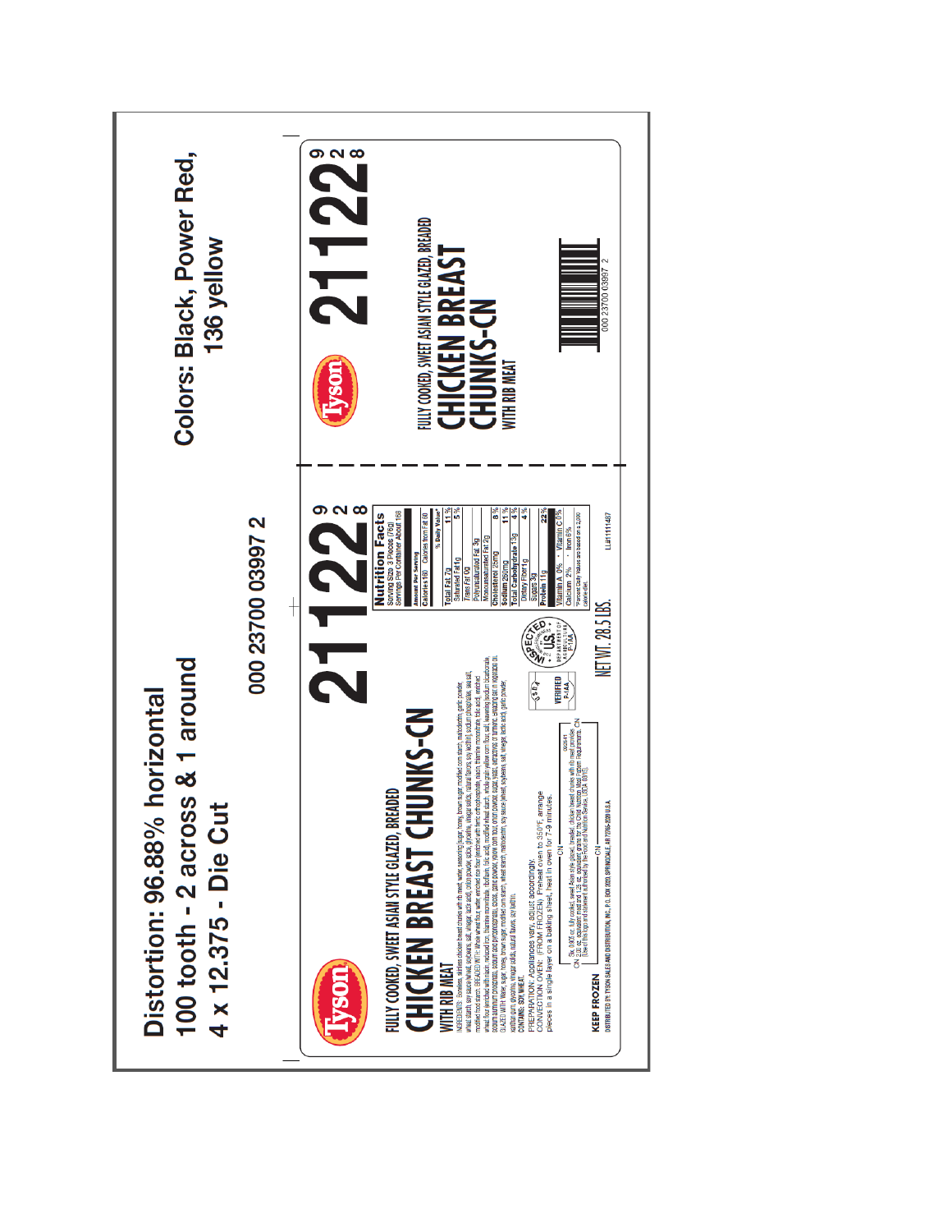Distortion: 96.88% horizontal
100 tooth - 2 across & 1 around
4 x 12.375 - Die Cut

Colors: Black, Power Red, 136 yellow

000 23700 03997 2

Tyson

FULLY COOKED, SWEET ASIAN STYLE GLAZED, BREADED

# CHICKEN BREAST CHUNKS-CN

WITH RIB MEAT

# 21122 928

INGREDIENTS: Boneless, skinless chicken breast chunks with rib meat, water, seasoning (sugar, honey, brown sugar, modified corn starch, maltodextrin, garlic powder, wheat starch, soy sauce (wheat, soybeans, salt), vinegar, lactic acid), onion powder, salt, vinegar solids, natural flavors, soy lecithin), sodium phosphates, sea salt, modified food starch. BREADED WITH: Whole wheat flour, wheat enriched rice flour (enriched with ferric orthophosphate, niacin, thiamine mononitrate, folic acid), enriched wheat flour (enriched with niacin, reduced iron, thiamine mononitrate, riboflavin, folic acid), modified wheat starch, whole grain yellow corn flour, salt, leavening (sodium bicarbonate, sodium aluminum phosphate, sodium acid pyrophosphate), spices, garlic powder, yellow corn flour, onion powder, spice extracts, extractives of turmeric. Breading set in vegetable oil. GLAZED WITH: Water, sugar, honey, brown sugar, modified corn starch, wheat starch, maltodextrin, soy sauce (wheat, soybeans, salt, vinegar, lactic acid), garlic powder, xanthan gum, glycerine, vinegar solids, natural flavors, soy lecithin.
CONTAINS: SOY, WHEAT.

PREPARATION: Appliances vary, adjust accordingly.
CONVECTION OVEN: (FROM FROZEN) Preheat oven to 350°F, arrange pieces in a single layer on a baking sheet, heat in oven for 7-9 minutes.

CN — 5k, 0.00 oz. fully cooked, sweet Asian style glazed, breaded, chicken breast chunks with rib meat provides 2.00 oz. equivalent meat and 1.25 oz. equivalent grains for the Child Nutrition Meal Pattern Requirements. (Use of this logo and statement authorized by the Food and Nutrition Service, USDA 00/00). — CN

VERIFIED P-IAA

INSPECTED FOR WHOLESOMENESS BY U.S. DEPARTMENT OF AGRICULTURE P-IAA

KEEP FROZEN

DISTRIBUTED BY TYSON SALES AND DISTRIBUTION, INC. P.O. BOX 2020, SPRINGDALE, AR 72765-2020 U.S.A.

NET WT. 28.5 LBS.

**Nutrition Facts**
Serving Size 3 Pieces (76g)
Servings Per Container About 168

| Amount Per Serving | |
|---|---|
| Calories 180 | Calories from Fat 60 |
| | % Daily Value* |
| Total Fat 7g | 11% |
| Saturated Fat 1g | 5% |
| Trans Fat 0g | |
| Polyunsaturated Fat 3g | |
| Monounsaturated Fat 2g | |
| Cholesterol 25mg | 8% |
| Sodium 260mg | 11% |
| Total Carbohydrate 13g | 4% |
| Dietary Fiber 1g | 4% |
| Sugars 3g | |
| Protein 11g | 22% |
| Vitamin A 0% • Vitamin C 0% | |
| Calcium 2% • Iron 6% | |

*Percent Daily Values are based on a 2,000 calorie diet.

LL#11111487

Tyson

FULLY COOKED, SWEET ASIAN STYLE GLAZED, BREADED

# CHICKEN BREAST CHUNKS-CN

WITH RIB MEAT

# 21122 928

000 23700 03997 2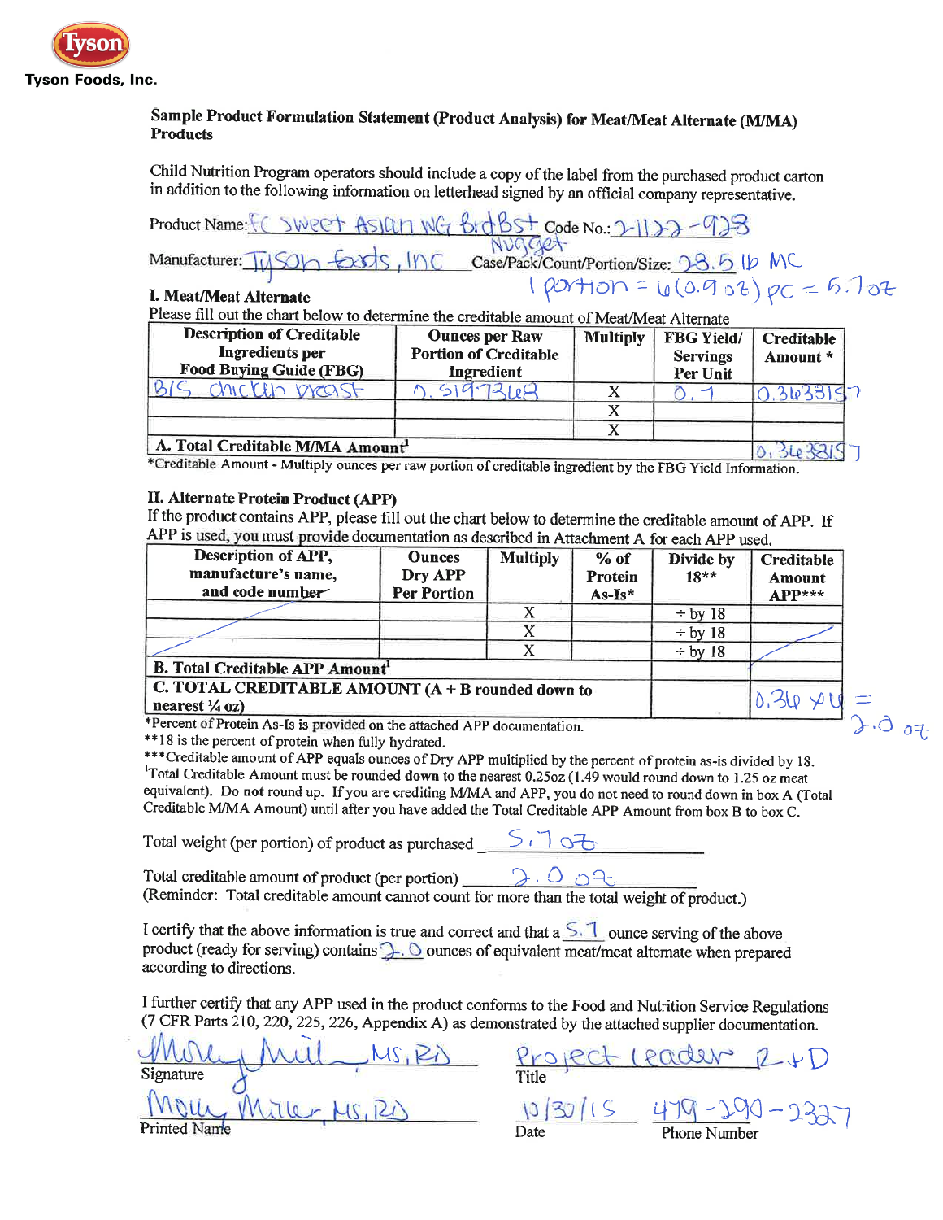Tyson

Tyson Foods, Inc.

### Sample Product Formulation Statement (Product Analysis) for Meat/Meat Alternate (M/MA) Products

Child Nutrition Program operators should include a copy of the label from the purchased product carton in addition to the following information on letterhead signed by an official company representative.

Product Name: FC Sweet Asian WG Brd Bst Nugget Code No.: 2-1122-928

Manufacturer: Tyson Foods, Inc Case/Pack/Count/Portion/Size: 28.5 lb MC
1 portion = 6 (0.9 oz) pc = 5.7 oz

### I. Meat/Meat Alternate

Please fill out the chart below to determine the creditable amount of Meat/Meat Alternate

| Description of Creditable Ingredients per Food Buying Guide (FBG) | Ounces per Raw Portion of Creditable Ingredient | Multiply | FBG Yield/ Servings Per Unit | Creditable Amount * |
|---|---|---|---|---|
| B/S chicken breast | 0.5197368 | X | 0.7 | 0.3638157 |
| | | X | | |
| | | X | | |
| **A. Total Creditable M/MA Amount**[1] | | | | 0.3638157 |

*Creditable Amount - Multiply ounces per raw portion of creditable ingredient by the FBG Yield Information.

### II. Alternate Protein Product (APP)

If the product contains APP, please fill out the chart below to determine the creditable amount of APP. If APP is used, you must provide documentation as described in Attachment A for each APP used.

| Description of APP, manufacture's name, and code number | Ounces Dry APP Per Portion | Multiply | % of Protein As-Is* | Divide by 18** | Creditable Amount APP*** |
|---|---|---|---|---|---|
| | | X | | ÷ by 18 | |
| | | X | | ÷ by 18 | |
| | | X | | ÷ by 18 | |
| **B. Total Creditable APP Amount**[1] | | | | | |
| **C. TOTAL CREDITABLE AMOUNT (A + B rounded down to nearest ¼ oz)** | | | | | 0.36 x 6 = 2.0 oz |

*Percent of Protein As-Is is provided on the attached APP documentation.

**18 is the percent of protein when fully hydrated.

***Creditable amount of APP equals ounces of Dry APP multiplied by the percent of protein as-is divided by 18.

[1]Total Creditable Amount must be rounded **down** to the nearest 0.25oz (1.49 would round down to 1.25 oz meat equivalent). Do **not** round up. If you are crediting M/MA and APP, you do not need to round down in box A (Total Creditable M/MA Amount) until after you have added the Total Creditable APP Amount from box B to box C.

Total weight (per portion) of product as purchased 5.7 oz

Total creditable amount of product (per portion) 2.0 oz

(Reminder: Total creditable amount cannot count for more than the total weight of product.)

I certify that the above information is true and correct and that a 5.7 ounce serving of the above product (ready for serving) contains 2.0 ounces of equivalent meat/meat alternate when prepared according to directions.

I further certify that any APP used in the product conforms to the Food and Nutrition Service Regulations (7 CFR Parts 210, 220, 225, 226, Appendix A) as demonstrated by the attached supplier documentation.

Signature: Molly Miller MS, RD

Title: Project Leader R+D

Printed Name: Molly Miller, MS, RD

Date: 10/30/15

Phone Number: 479-290-2327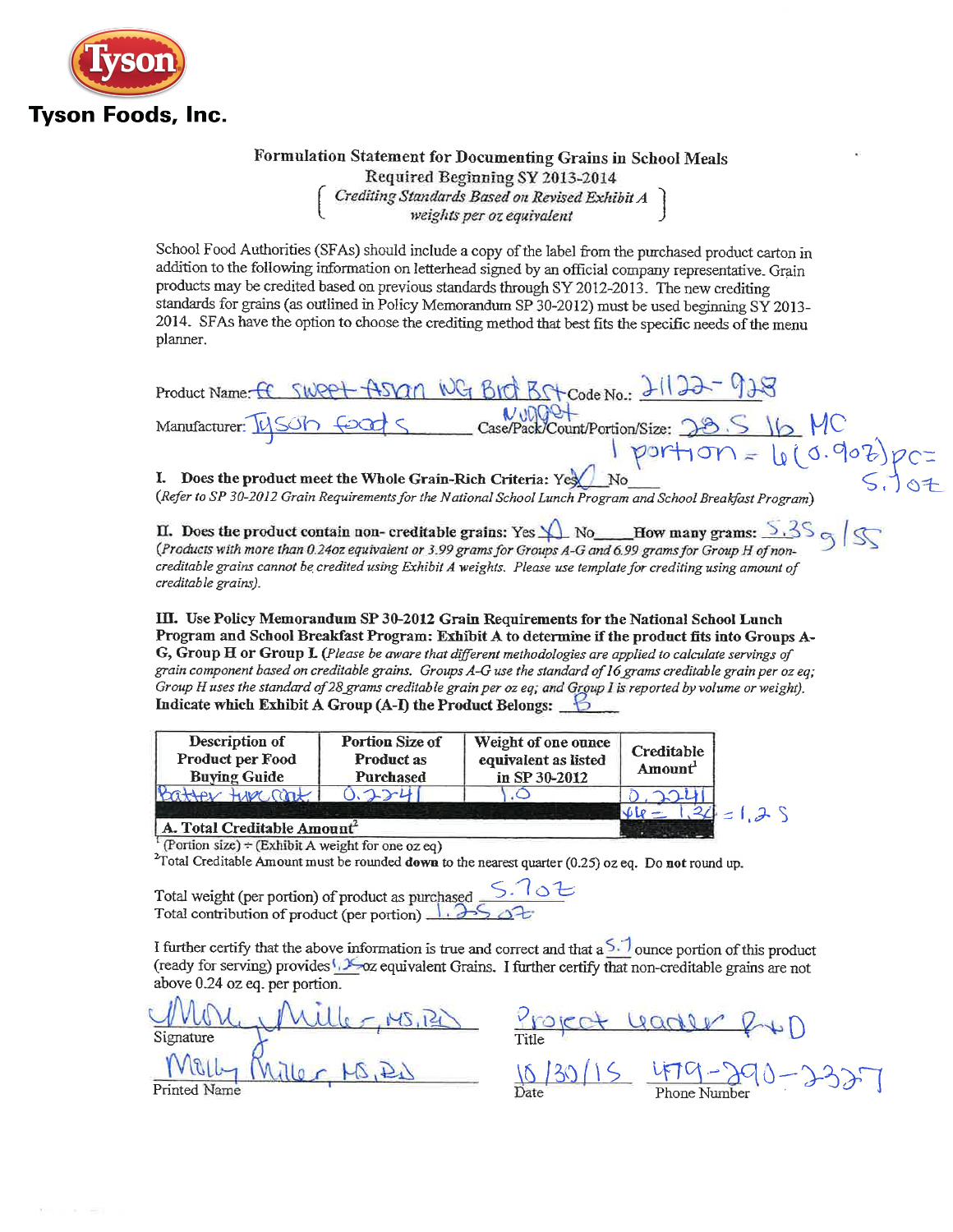Tyson

**Tyson Foods, Inc.**

## Formulation Statement for Documenting Grains in School Meals

Required Beginning SY 2013-2014

*Crediting Standards Based on Revised Exhibit A weights per oz equivalent*

School Food Authorities (SFAs) should include a copy of the label from the purchased product carton in addition to the following information on letterhead signed by an official company representative. Grain products may be credited based on previous standards through SY 2012-2013. The new crediting standards for grains (as outlined in Policy Memorandum SP 30-2012) must be used beginning SY 2013-2014. SFAs have the option to choose the crediting method that best fits the specific needs of the menu planner.

Product Name: FC Sweet Asian WG Brd Brst Nugget Code No.: 21122-928

Manufacturer: Tyson Foods Case/Pack/Count/Portion/Size: 28.5 lb MC

1 portion = 6(0.9oz) pc = 5.7oz

**I. Does the product meet the Whole Grain-Rich Criteria:** Yes ✓ No\_\_\_\_

*(Refer to SP 30-2012 Grain Requirements for the National School Lunch Program and School Breakfast Program)*

**II. Does the product contain non- creditable grains:** Yes ✓ No\_\_\_\_ **How many grams:** 5.35 g / SS

*(Products with more than 0.24oz equivalent or 3.99 grams for Groups A-G and 6.99 grams for Group H of non-creditable grains cannot be credited using Exhibit A weights. Please use template for crediting using amount of creditable grains).*

**III. Use Policy Memorandum SP 30-2012 Grain Requirements for the National School Lunch Program and School Breakfast Program: Exhibit A to determine if the product fits into Groups A-G, Group H or Group I.** *(Please be aware that different methodologies are applied to calculate servings of grain component based on creditable grains. Groups A-G use the standard of 16 grams creditable grain per oz eq; Group H uses the standard of 28 grams creditable grain per oz eq; and Group I is reported by volume or weight).*

**Indicate which Exhibit A Group (A-I) the Product Belongs:** B

| Description of Product per Food Buying Guide | Portion Size of Product as Purchased | Weight of one ounce equivalent as listed in SP 30-2012 | Creditable Amount[1] |
|---|---|---|---|
| Batter type coat | 0.2241 | 1.0 | 0.2241 |
| | | | x6 = 1.34 = 1.25 |
| **A. Total Creditable Amount[2]** | | | |

[1] (Portion size) ÷ (Exhibit A weight for one oz eq)

[2] Total Creditable Amount must be rounded **down** to the nearest quarter (0.25) oz eq. Do **not** round up.

Total weight (per portion) of product as purchased 5.7oz

Total contribution of product (per portion) 1.25 oz

I further certify that the above information is true and correct and that a 5.7 ounce portion of this product (ready for serving) provides 1.25 oz equivalent Grains. I further certify that non-creditable grains are not above 0.24 oz eq. per portion.

Signature: Molly Miller, MS, RD  Title: Project Leader R&D

Printed Name: Molly Miller, MS, RD  Date: 10/30/15  Phone Number: 479-290-2327